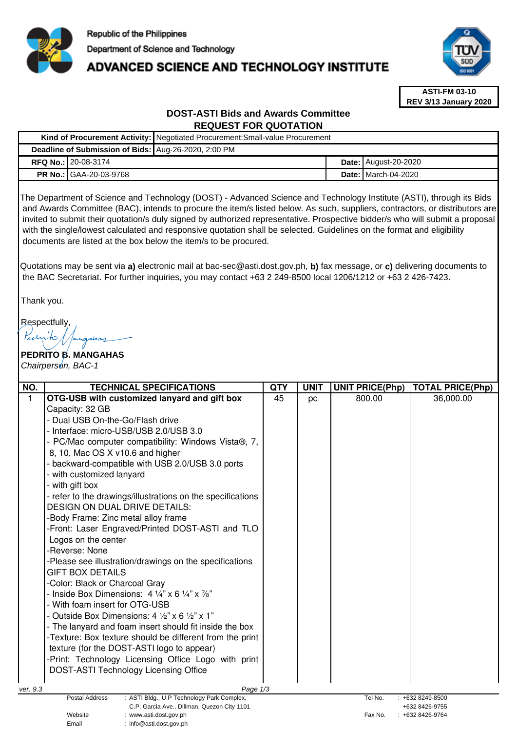Republic of the Philippines
Department of Science and Technology
**ADVANCED SCIENCE AND TECHNOLOGY INSTITUTE**

**ASTI-FM 03-10**
**REV 3/13 January 2020**

## DOST-ASTI Bids and Awards Committee
## REQUEST FOR QUOTATION

| | | | |
|---|---|---|---|
| **Kind of Procurement Activity:** | Negotiated Procurement:Small-value Procurement | | |
| **Deadline of Submission of Bids:** | Aug-26-2020, 2:00 PM | | |
| **RFQ No.:** | 20-08-3174 | **Date:** | August-20-2020 |
| **PR No.:** | GAA-20-03-9768 | **Date:** | March-04-2020 |

The Department of Science and Technology (DOST) - Advanced Science and Technology Institute (ASTI), through its Bids and Awards Committee (BAC), intends to procure the item/s listed below. As such, suppliers, contractors, or distributors are invited to submit their quotation/s duly signed by authorized representative. Prospective bidder/s who will submit a proposal with the single/lowest calculated and responsive quotation shall be selected. Guidelines on the format and eligibility documents are listed at the box below the item/s to be procured.

Quotations may be sent via **a)** electronic mail at bac-sec@asti.dost.gov.ph, **b)** fax message, or **c)** delivering documents to the BAC Secretariat. For further inquiries, you may contact +63 2 249-8500 local 1206/1212 or +63 2 426-7423.

Thank you.

Respectfully,

**PEDRITO B. MANGAHAS**
*Chairperson, BAC-1*

| NO. | TECHNICAL SPECIFICATIONS | QTY | UNIT | UNIT PRICE(Php) | TOTAL PRICE(Php) |
|---|---|---|---|---|---|
| 1 | **OTG-USB with customized lanyard and gift box**<br>Capacity: 32 GB<br>- Dual USB On-the-Go/Flash drive<br>- Interface: micro-USB/USB 2.0/USB 3.0<br>- PC/Mac computer compatibility: Windows Vista®, 7, 8, 10, Mac OS X v10.6 and higher<br>- backward-compatible with USB 2.0/USB 3.0 ports<br>- with customized lanyard<br>- with gift box<br>- refer to the drawings/illustrations on the specifications<br>DESIGN ON DUAL DRIVE DETAILS:<br>-Body Frame: Zinc metal alloy frame<br>-Front: Laser Engraved/Printed DOST-ASTI and TLO Logos on the center<br>-Reverse: None<br>-Please see illustration/drawings on the specifications<br>GIFT BOX DETAILS<br>-Color: Black or Charcoal Gray<br>- Inside Box Dimensions: 4 ¼" x 6 ¼" x ⅞"<br>- With foam insert for OTG-USB<br>- Outside Box Dimensions: 4 ½" x 6 ½" x 1"<br>- The lanyard and foam insert should fit inside the box<br>-Texture: Box texture should be different from the print texture (for the DOST-ASTI logo to appear)<br>-Print: Technology Licensing Office Logo with print DOST-ASTI Technology Licensing Office | 45 | pc | 800.00 | 36,000.00 |

ver. 9.3

| | | | |
|---|---|---|---|
| Postal Address | : ASTI Bldg., U.P Technology Park Complex, C.P. Garcia Ave., Diliman, Quezon City 1101 | Tel No. | : +632 8249-8500<br>+632 8426-9755 |
| Website | : www.asti.dost.gov.ph | Fax No. | : +632 8426-9764 |
| Email | : info@asti.dost.gov.ph | | |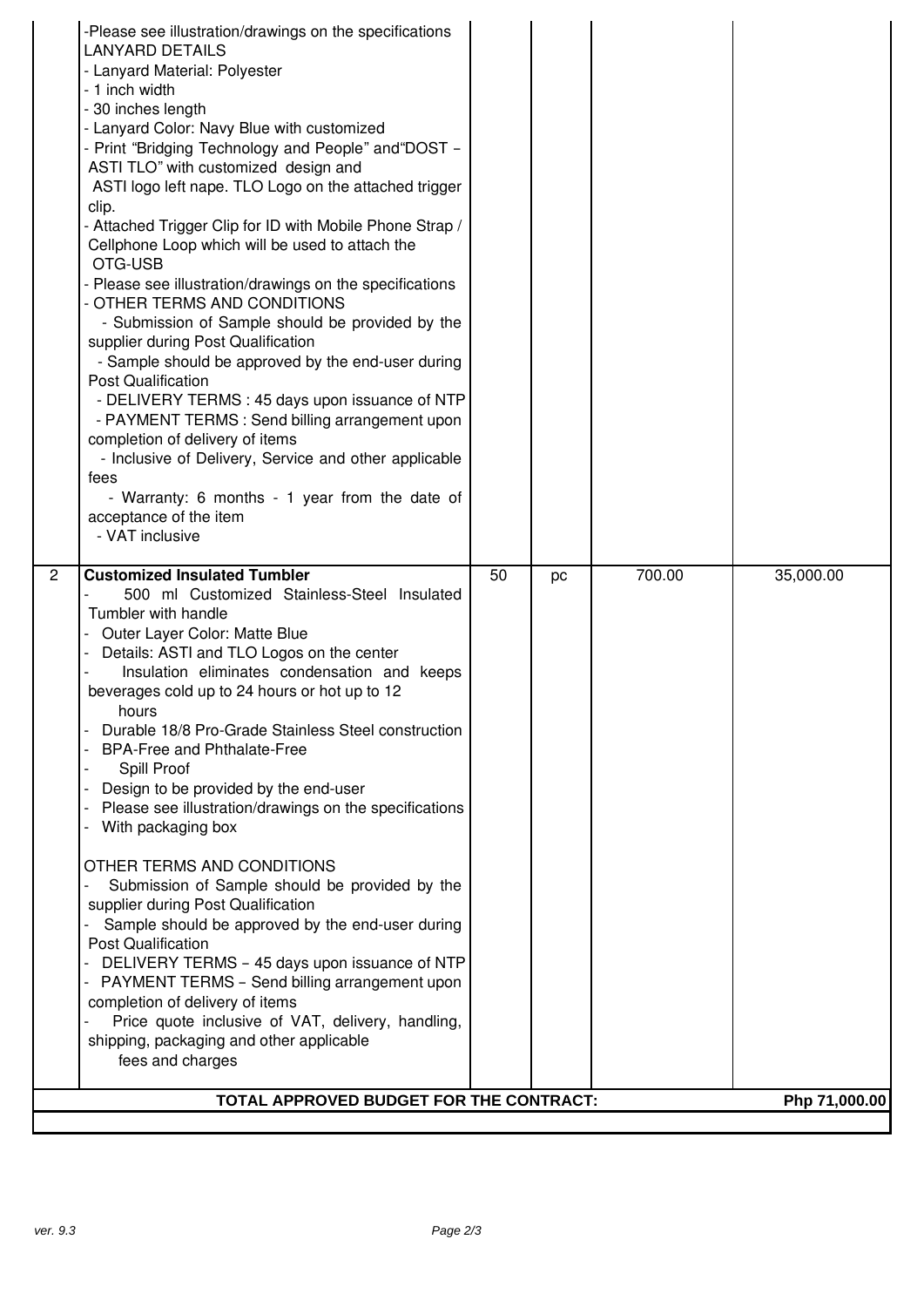| | | | | | |
|---|---|---|---|---|---|
| | -Please see illustration/drawings on the specifications<br>LANYARD DETAILS<br>- Lanyard Material: Polyester<br>- 1 inch width<br>- 30 inches length<br>- Lanyard Color: Navy Blue with customized<br>- Print "Bridging Technology and People" and"DOST – ASTI TLO" with customized design and ASTI logo left nape. TLO Logo on the attached trigger clip.<br>- Attached Trigger Clip for ID with Mobile Phone Strap / Cellphone Loop which will be used to attach the OTG-USB<br>- Please see illustration/drawings on the specifications<br>- OTHER TERMS AND CONDITIONS<br>- Submission of Sample should be provided by the supplier during Post Qualification<br>- Sample should be approved by the end-user during Post Qualification<br>- DELIVERY TERMS : 45 days upon issuance of NTP<br>- PAYMENT TERMS : Send billing arrangement upon completion of delivery of items<br>- Inclusive of Delivery, Service and other applicable fees<br>- Warranty: 6 months - 1 year from the date of acceptance of the item<br>- VAT inclusive | | | | |
| 2 | **Customized Insulated Tumbler**<br>- 500 ml Customized Stainless-Steel Insulated Tumbler with handle<br>- Outer Layer Color: Matte Blue<br>- Details: ASTI and TLO Logos on the center<br>- Insulation eliminates condensation and keeps beverages cold up to 24 hours or hot up to 12 hours<br>- Durable 18/8 Pro-Grade Stainless Steel construction<br>- BPA-Free and Phthalate-Free<br>- Spill Proof<br>- Design to be provided by the end-user<br>- Please see illustration/drawings on the specifications<br>- With packaging box<br><br>OTHER TERMS AND CONDITIONS<br>- Submission of Sample should be provided by the supplier during Post Qualification<br>- Sample should be approved by the end-user during Post Qualification<br>- DELIVERY TERMS – 45 days upon issuance of NTP<br>- PAYMENT TERMS – Send billing arrangement upon completion of delivery of items<br>- Price quote inclusive of VAT, delivery, handling, shipping, packaging and other applicable fees and charges | 50 | pc | 700.00 | 35,000.00 |
| | **TOTAL APPROVED BUDGET FOR THE CONTRACT:** | | | | **Php 71,000.00** |

ver. 9.3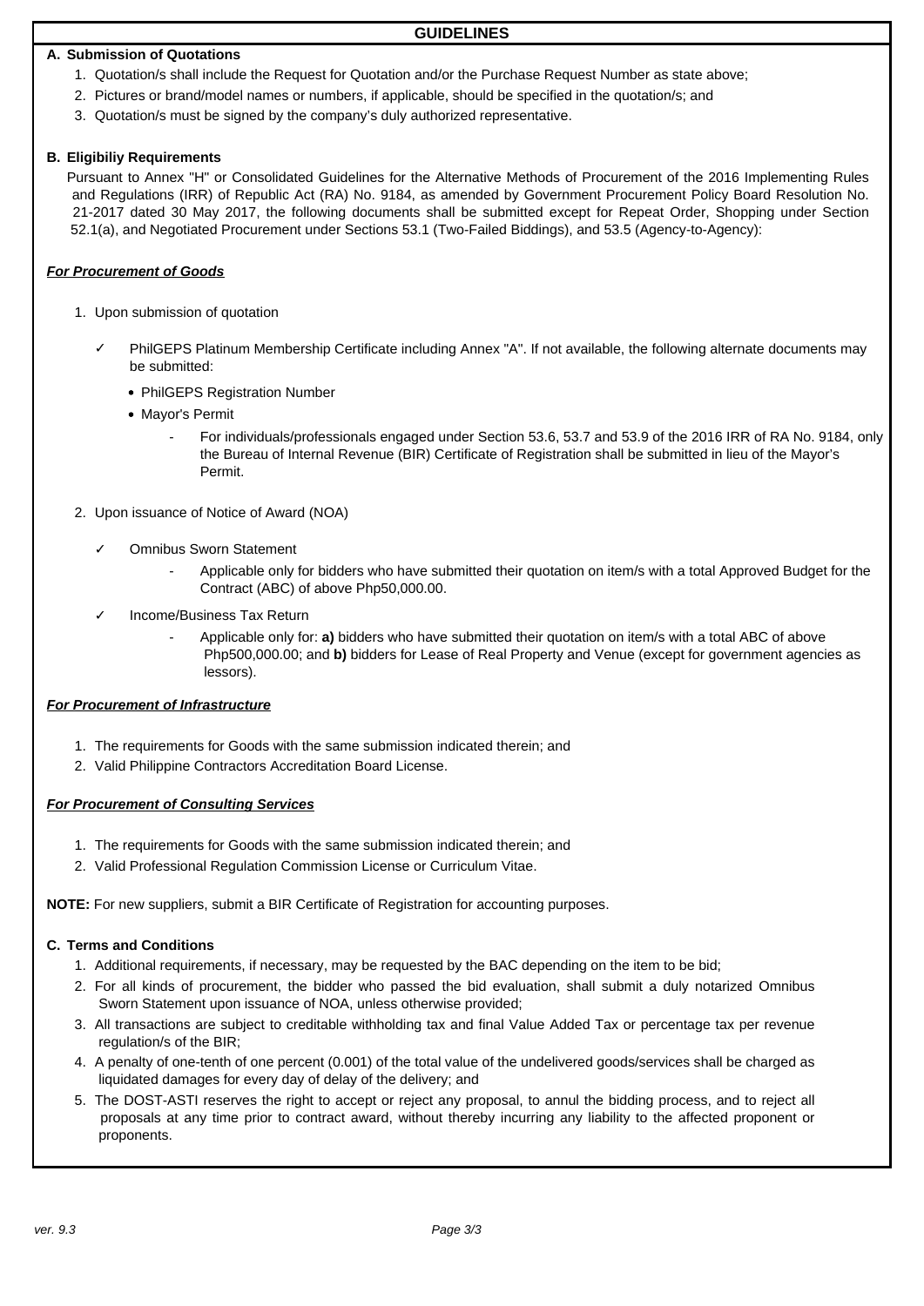## GUIDELINES

**A. Submission of Quotations**

1. Quotation/s shall include the Request for Quotation and/or the Purchase Request Number as state above;
2. Pictures or brand/model names or numbers, if applicable, should be specified in the quotation/s; and
3. Quotation/s must be signed by the company's duly authorized representative.

**B. Eligibiliy Requirements**

Pursuant to Annex "H" or Consolidated Guidelines for the Alternative Methods of Procurement of the 2016 Implementing Rules and Regulations (IRR) of Republic Act (RA) No. 9184, as amended by Government Procurement Policy Board Resolution No. 21-2017 dated 30 May 2017, the following documents shall be submitted except for Repeat Order, Shopping under Section 52.1(a), and Negotiated Procurement under Sections 53.1 (Two-Failed Biddings), and 53.5 (Agency-to-Agency):

***For Procurement of Goods***

1. Upon submission of quotation
   - ✓ PhilGEPS Platinum Membership Certificate including Annex "A". If not available, the following alternate documents may be submitted:
     - PhilGEPS Registration Number
     - Mayor's Permit
       - For individuals/professionals engaged under Section 53.6, 53.7 and 53.9 of the 2016 IRR of RA No. 9184, only the Bureau of Internal Revenue (BIR) Certificate of Registration shall be submitted in lieu of the Mayor's Permit.
2. Upon issuance of Notice of Award (NOA)
   - ✓ Omnibus Sworn Statement
     - Applicable only for bidders who have submitted their quotation on item/s with a total Approved Budget for the Contract (ABC) of above Php50,000.00.
   - ✓ Income/Business Tax Return
     - Applicable only for: **a)** bidders who have submitted their quotation on item/s with a total ABC of above Php500,000.00; and **b)** bidders for Lease of Real Property and Venue (except for government agencies as lessors).

***For Procurement of Infrastructure***

1. The requirements for Goods with the same submission indicated therein; and
2. Valid Philippine Contractors Accreditation Board License.

***For Procurement of Consulting Services***

1. The requirements for Goods with the same submission indicated therein; and
2. Valid Professional Regulation Commission License or Curriculum Vitae.

**NOTE:** For new suppliers, submit a BIR Certificate of Registration for accounting purposes.

**C. Terms and Conditions**

1. Additional requirements, if necessary, may be requested by the BAC depending on the item to be bid;
2. For all kinds of procurement, the bidder who passed the bid evaluation, shall submit a duly notarized Omnibus Sworn Statement upon issuance of NOA, unless otherwise provided;
3. All transactions are subject to creditable withholding tax and final Value Added Tax or percentage tax per revenue regulation/s of the BIR;
4. A penalty of one-tenth of one percent (0.001) of the total value of the undelivered goods/services shall be charged as liquidated damages for every day of delay of the delivery; and
5. The DOST-ASTI reserves the right to accept or reject any proposal, to annul the bidding process, and to reject all proposals at any time prior to contract award, without thereby incurring any liability to the affected proponent or proponents.

ver. 9.3